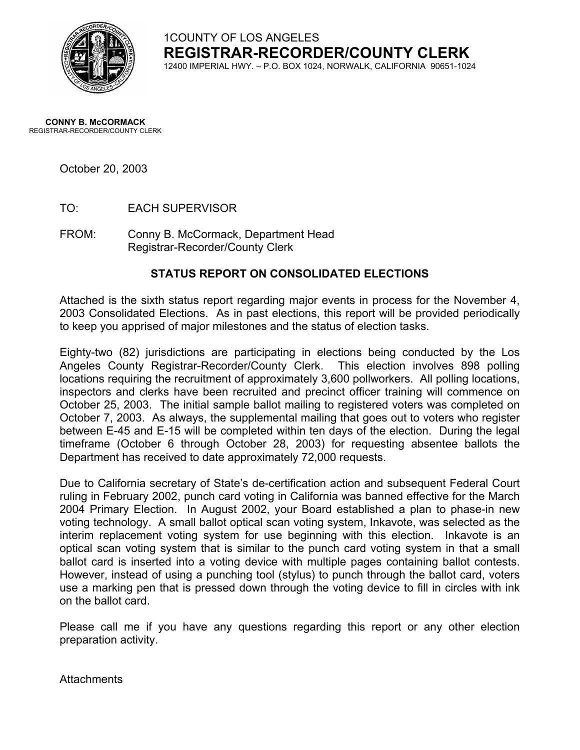1COUNTY OF LOS ANGELES

**REGISTRAR-RECORDER/COUNTY CLERK**

12400 IMPERIAL HWY. – P.O. BOX 1024, NORWALK, CALIFORNIA 90651-1024

**CONNY B. McCORMACK**
REGISTRAR-RECORDER/COUNTY CLERK

October 20, 2003

TO: EACH SUPERVISOR

FROM: Conny B. McCormack, Department Head
Registrar-Recorder/County Clerk

## STATUS REPORT ON CONSOLIDATED ELECTIONS

Attached is the sixth status report regarding major events in process for the November 4, 2003 Consolidated Elections. As in past elections, this report will be provided periodically to keep you apprised of major milestones and the status of election tasks.

Eighty-two (82) jurisdictions are participating in elections being conducted by the Los Angeles County Registrar-Recorder/County Clerk. This election involves 898 polling locations requiring the recruitment of approximately 3,600 pollworkers. All polling locations, inspectors and clerks have been recruited and precinct officer training will commence on October 25, 2003. The initial sample ballot mailing to registered voters was completed on October 7, 2003. As always, the supplemental mailing that goes out to voters who register between E-45 and E-15 will be completed within ten days of the election. During the legal timeframe (October 6 through October 28, 2003) for requesting absentee ballots the Department has received to date approximately 72,000 requests.

Due to California secretary of State's de-certification action and subsequent Federal Court ruling in February 2002, punch card voting in California was banned effective for the March 2004 Primary Election. In August 2002, your Board established a plan to phase-in new voting technology. A small ballot optical scan voting system, Inkavote, was selected as the interim replacement voting system for use beginning with this election. Inkavote is an optical scan voting system that is similar to the punch card voting system in that a small ballot card is inserted into a voting device with multiple pages containing ballot contests. However, instead of using a punching tool (stylus) to punch through the ballot card, voters use a marking pen that is pressed down through the voting device to fill in circles with ink on the ballot card.

Please call me if you have any questions regarding this report or any other election preparation activity.

Attachments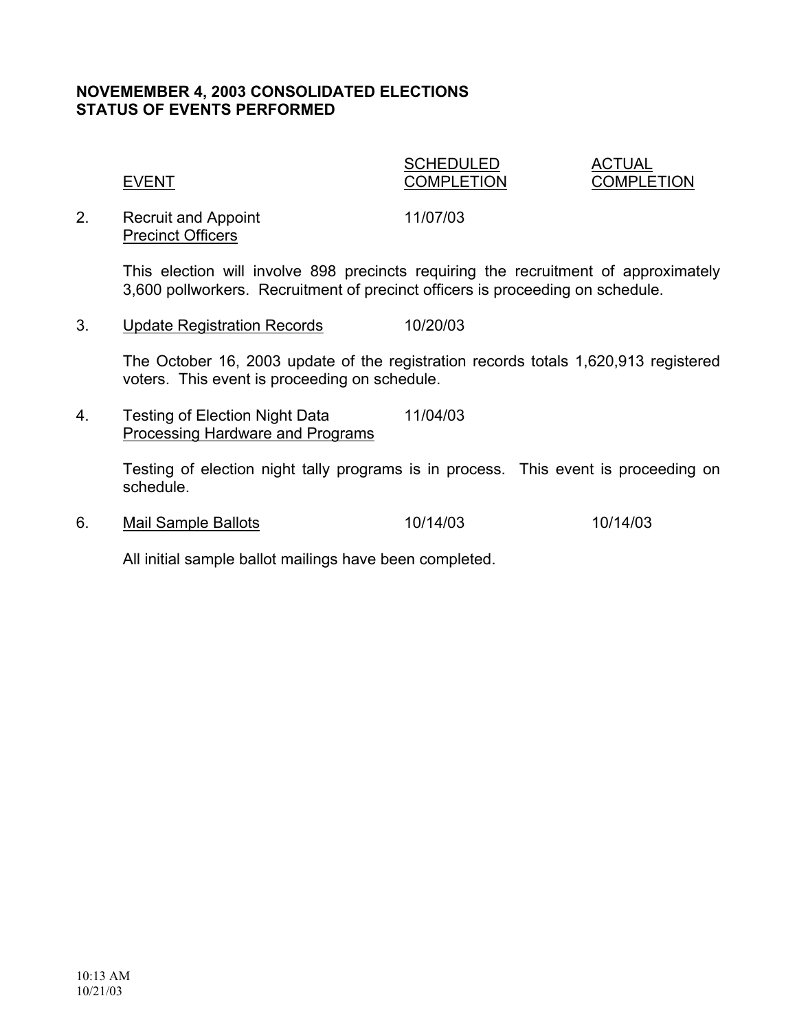**NOVEMEMBER 4, 2003 CONSOLIDATED ELECTIONS**
**STATUS OF EVENTS PERFORMED**

| | EVENT | SCHEDULED COMPLETION | ACTUAL COMPLETION |
|---|---|---|---|
| 2. | Recruit and Appoint Precinct Officers | 11/07/03 | |

This election will involve 898 precincts requiring the recruitment of approximately 3,600 pollworkers. Recruitment of precinct officers is proceeding on schedule.

| | EVENT | SCHEDULED COMPLETION | ACTUAL COMPLETION |
|---|---|---|---|
| 3. | Update Registration Records | 10/20/03 | |

The October 16, 2003 update of the registration records totals 1,620,913 registered voters. This event is proceeding on schedule.

| | EVENT | SCHEDULED COMPLETION | ACTUAL COMPLETION |
|---|---|---|---|
| 4. | Testing of Election Night Data Processing Hardware and Programs | 11/04/03 | |

Testing of election night tally programs is in process. This event is proceeding on schedule.

| | EVENT | SCHEDULED COMPLETION | ACTUAL COMPLETION |
|---|---|---|---|
| 6. | Mail Sample Ballots | 10/14/03 | 10/14/03 |

All initial sample ballot mailings have been completed.

10:13 AM
10/21/03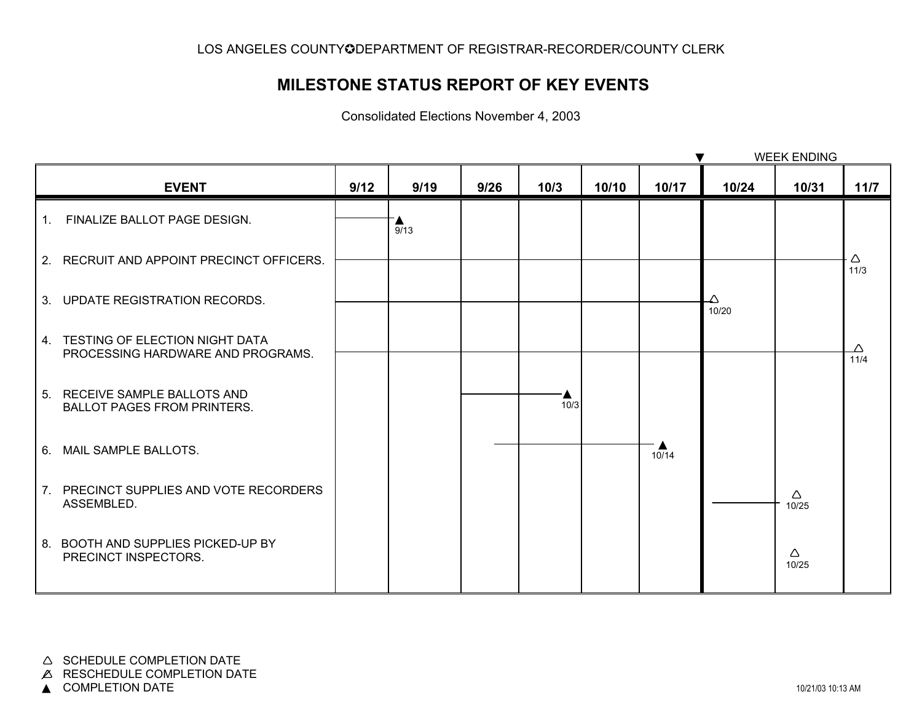LOS ANGELES COUNTY✪DEPARTMENT OF REGISTRAR-RECORDER/COUNTY CLERK

# MILESTONE STATUS REPORT OF KEY EVENTS

Consolidated Elections November 4, 2003

WEEK ENDING

| EVENT | 9/12 | 9/19 | 9/26 | 10/3 | 10/10 | 10/17 | 10/24 | 10/31 | 11/7 |
|---|---|---|---|---|---|---|---|---|---|
| 1. FINALIZE BALLOT PAGE DESIGN. | | ▲ 9/13 | | | | | | | |
| 2. RECRUIT AND APPOINT PRECINCT OFFICERS. | | | | | | | | | △ 11/3 |
| 3. UPDATE REGISTRATION RECORDS. | | | | | | | △ 10/20 | | |
| 4. TESTING OF ELECTION NIGHT DATA PROCESSING HARDWARE AND PROGRAMS. | | | | | | | | | △ 11/4 |
| 5. RECEIVE SAMPLE BALLOTS AND BALLOT PAGES FROM PRINTERS. | | | | ▲ 10/3 | | | | | |
| 6. MAIL SAMPLE BALLOTS. | | | | | | ▲ 10/14 | | | |
| 7. PRECINCT SUPPLIES AND VOTE RECORDERS ASSEMBLED. | | | | | | | | △ 10/25 | |
| 8. BOOTH AND SUPPLIES PICKED-UP BY PRECINCT INSPECTORS. | | | | | | | | △ 10/25 | |

△ SCHEDULE COMPLETION DATE
△̸ RESCHEDULE COMPLETION DATE
▲ COMPLETION DATE

10/21/03 10:13 AM